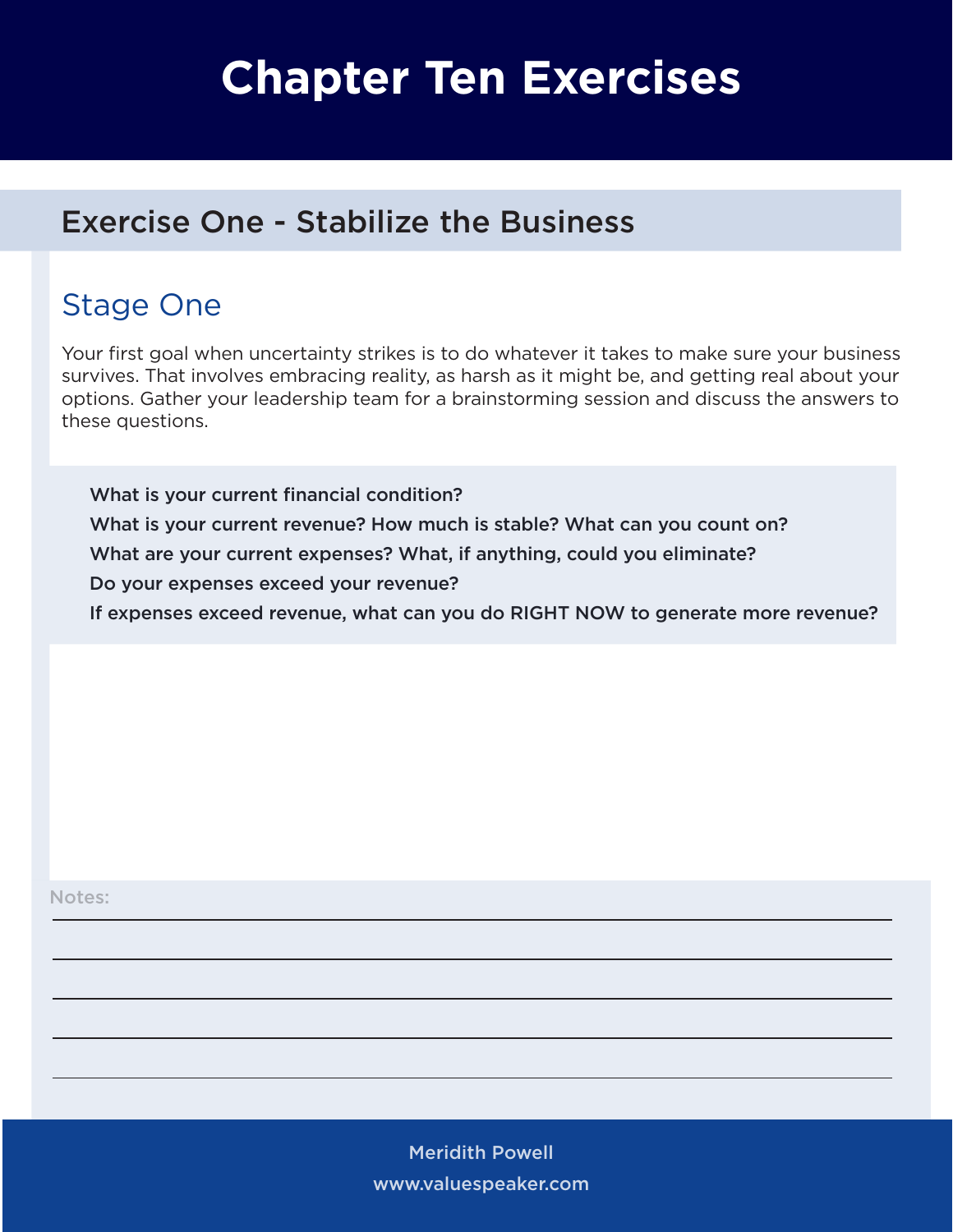# Chapter Ten Exercises

## Exercise One - Stabilize the Business

### Stage One

Your first goal when uncertainty strikes is to do whatever it takes to make sure your business survives. That involves embracing reality, as harsh as it might be, and getting real about your options. Gather your leadership team for a brainstorming session and discuss the answers to these questions.

**What is your current financial condition?**

**What is your current revenue? How much is stable? What can you count on?**

**What are your current expenses? What, if anything, could you eliminate?**

**Do your expenses exceed your revenue?**

**If expenses exceed revenue, what can you do RIGHT NOW to generate more revenue?**

Notes:

Meridith Powell

www.valuespeaker.com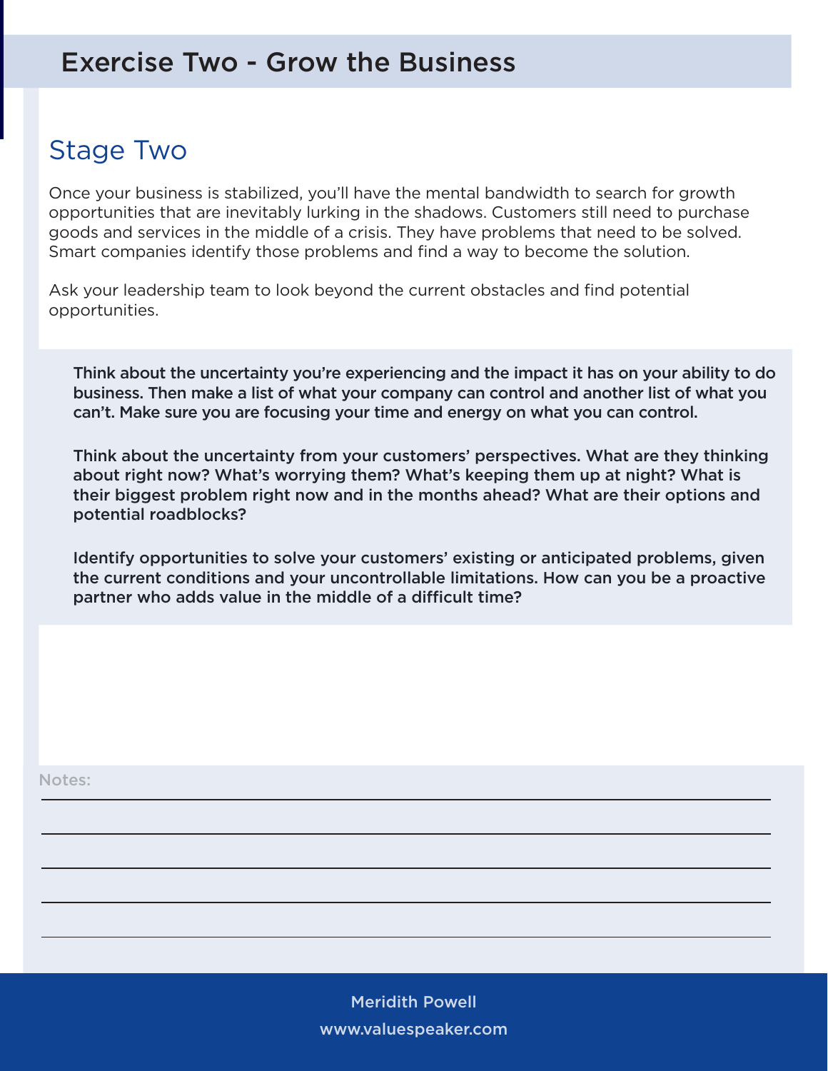# Exercise Two - Grow the Business

## Stage Two

Once your business is stabilized, you'll have the mental bandwidth to search for growth opportunities that are inevitably lurking in the shadows. Customers still need to purchase goods and services in the middle of a crisis. They have problems that need to be solved. Smart companies identify those problems and find a way to become the solution.

Ask your leadership team to look beyond the current obstacles and find potential opportunities.

**Think about the uncertainty you're experiencing and the impact it has on your ability to do business. Then make a list of what your company can control and another list of what you can't. Make sure you are focusing your time and energy on what you can control.**

**Think about the uncertainty from your customers' perspectives. What are they thinking about right now? What's worrying them? What's keeping them up at night? What is their biggest problem right now and in the months ahead? What are their options and potential roadblocks?**

**Identify opportunities to solve your customers' existing or anticipated problems, given the current conditions and your uncontrollable limitations. How can you be a proactive partner who adds value in the middle of a difficult time?**

Notes:

Meridith Powell
www.valuespeaker.com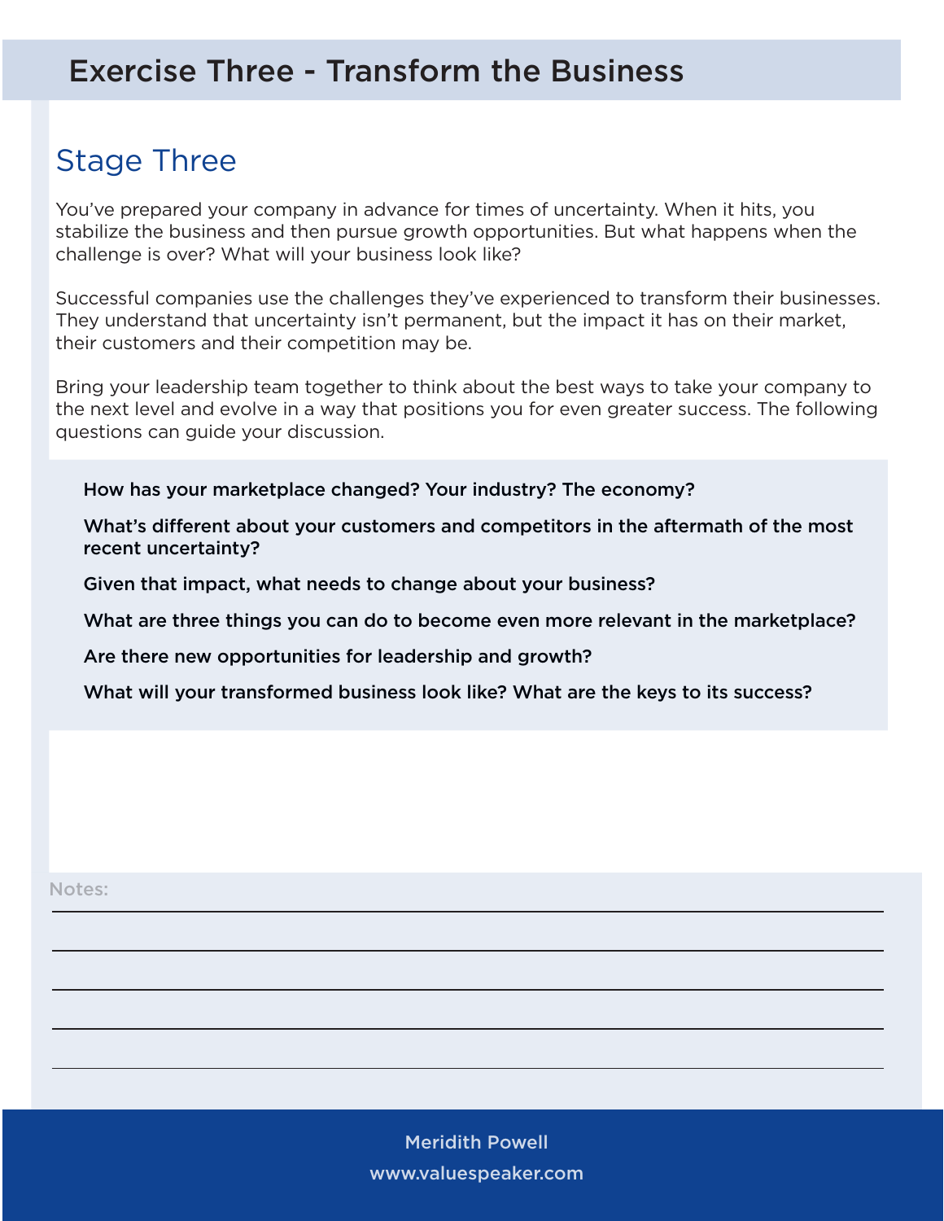# Exercise Three - Transform the Business

## Stage Three

You've prepared your company in advance for times of uncertainty. When it hits, you stabilize the business and then pursue growth opportunities. But what happens when the challenge is over? What will your business look like?

Successful companies use the challenges they've experienced to transform their businesses. They understand that uncertainty isn't permanent, but the impact it has on their market, their customers and their competition may be.

Bring your leadership team together to think about the best ways to take your company to the next level and evolve in a way that positions you for even greater success. The following questions can guide your discussion.

**How has your marketplace changed? Your industry? The economy?**

**What's different about your customers and competitors in the aftermath of the most recent uncertainty?**

**Given that impact, what needs to change about your business?**

**What are three things you can do to become even more relevant in the marketplace?**

**Are there new opportunities for leadership and growth?**

**What will your transformed business look like? What are the keys to its success?**

Notes:

Meridith Powell

www.valuespeaker.com